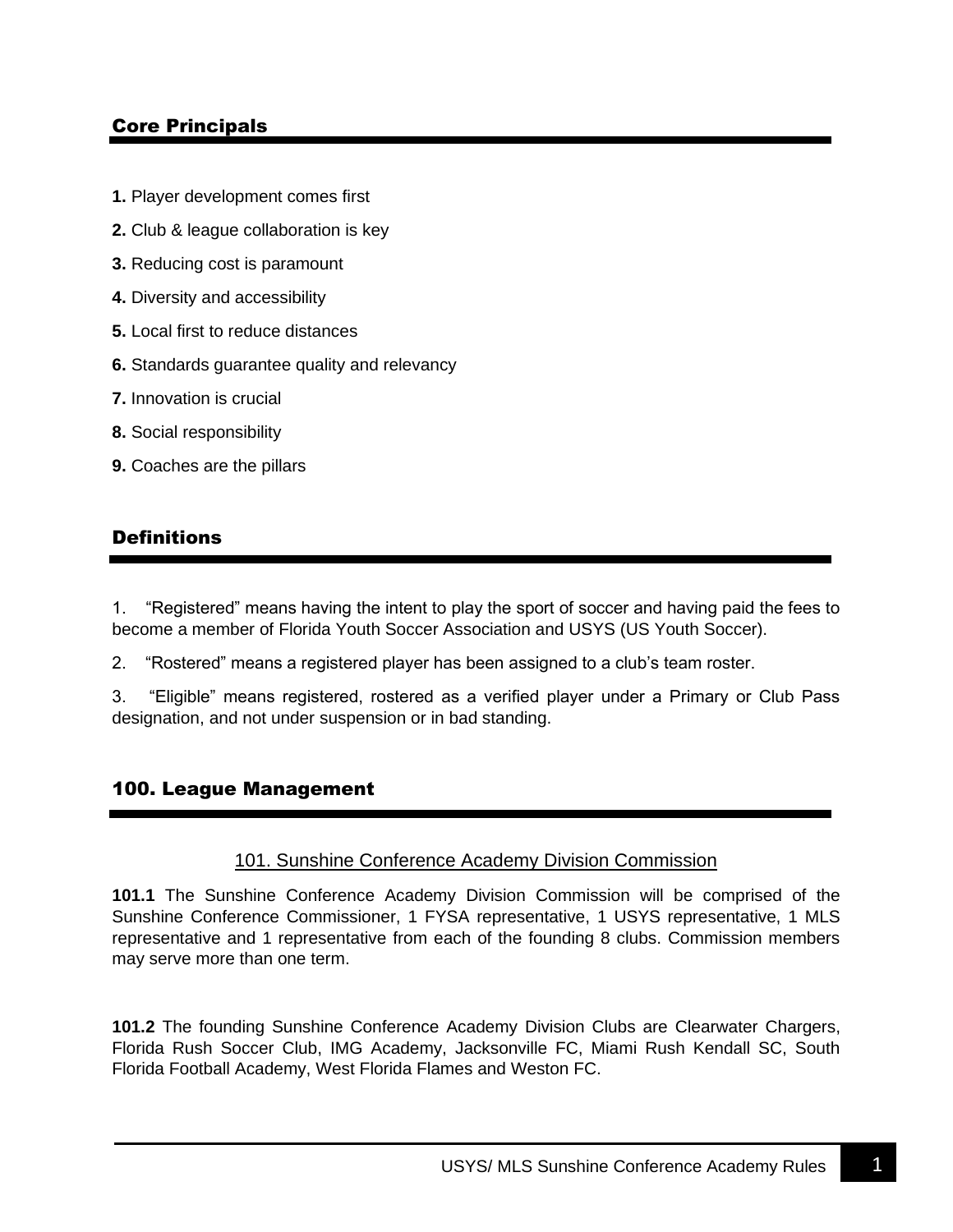## Core Principals

**1.** Player development comes first

**2.** Club & league collaboration is key

**3.** Reducing cost is paramount

**4.** Diversity and accessibility

**5.** Local first to reduce distances

**6.** Standards guarantee quality and relevancy

**7.** Innovation is crucial

**8.** Social responsibility

**9.** Coaches are the pillars

## Definitions

1. "Registered" means having the intent to play the sport of soccer and having paid the fees to become a member of Florida Youth Soccer Association and USYS (US Youth Soccer).

2. "Rostered" means a registered player has been assigned to a club's team roster.

3. "Eligible" means registered, rostered as a verified player under a Primary or Club Pass designation, and not under suspension or in bad standing.

## 100. League Management

### 101. Sunshine Conference Academy Division Commission

**101.1** The Sunshine Conference Academy Division Commission will be comprised of the Sunshine Conference Commissioner, 1 FYSA representative, 1 USYS representative, 1 MLS representative and 1 representative from each of the founding 8 clubs. Commission members may serve more than one term.

**101.2** The founding Sunshine Conference Academy Division Clubs are Clearwater Chargers, Florida Rush Soccer Club, IMG Academy, Jacksonville FC, Miami Rush Kendall SC, South Florida Football Academy, West Florida Flames and Weston FC.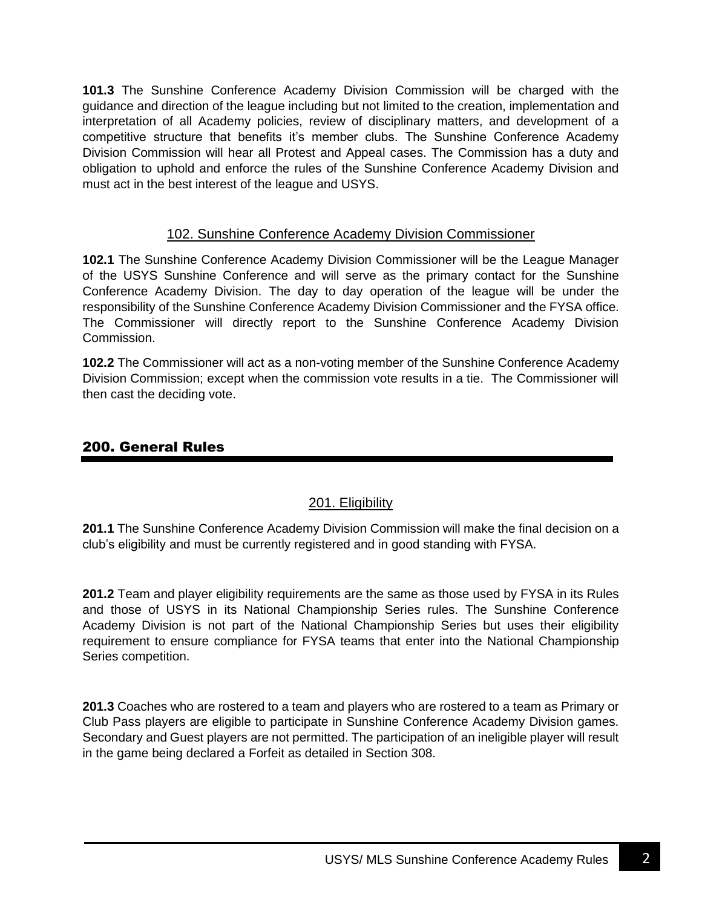**101.3** The Sunshine Conference Academy Division Commission will be charged with the guidance and direction of the league including but not limited to the creation, implementation and interpretation of all Academy policies, review of disciplinary matters, and development of a competitive structure that benefits it's member clubs. The Sunshine Conference Academy Division Commission will hear all Protest and Appeal cases. The Commission has a duty and obligation to uphold and enforce the rules of the Sunshine Conference Academy Division and must act in the best interest of the league and USYS.

### 102. Sunshine Conference Academy Division Commissioner

**102.1** The Sunshine Conference Academy Division Commissioner will be the League Manager of the USYS Sunshine Conference and will serve as the primary contact for the Sunshine Conference Academy Division. The day to day operation of the league will be under the responsibility of the Sunshine Conference Academy Division Commissioner and the FYSA office. The Commissioner will directly report to the Sunshine Conference Academy Division Commission.

**102.2** The Commissioner will act as a non-voting member of the Sunshine Conference Academy Division Commission; except when the commission vote results in a tie. The Commissioner will then cast the deciding vote.

## 200. General Rules

### 201. Eligibility

**201.1** The Sunshine Conference Academy Division Commission will make the final decision on a club's eligibility and must be currently registered and in good standing with FYSA.

**201.2** Team and player eligibility requirements are the same as those used by FYSA in its Rules and those of USYS in its National Championship Series rules. The Sunshine Conference Academy Division is not part of the National Championship Series but uses their eligibility requirement to ensure compliance for FYSA teams that enter into the National Championship Series competition.

**201.3** Coaches who are rostered to a team and players who are rostered to a team as Primary or Club Pass players are eligible to participate in Sunshine Conference Academy Division games. Secondary and Guest players are not permitted. The participation of an ineligible player will result in the game being declared a Forfeit as detailed in Section 308.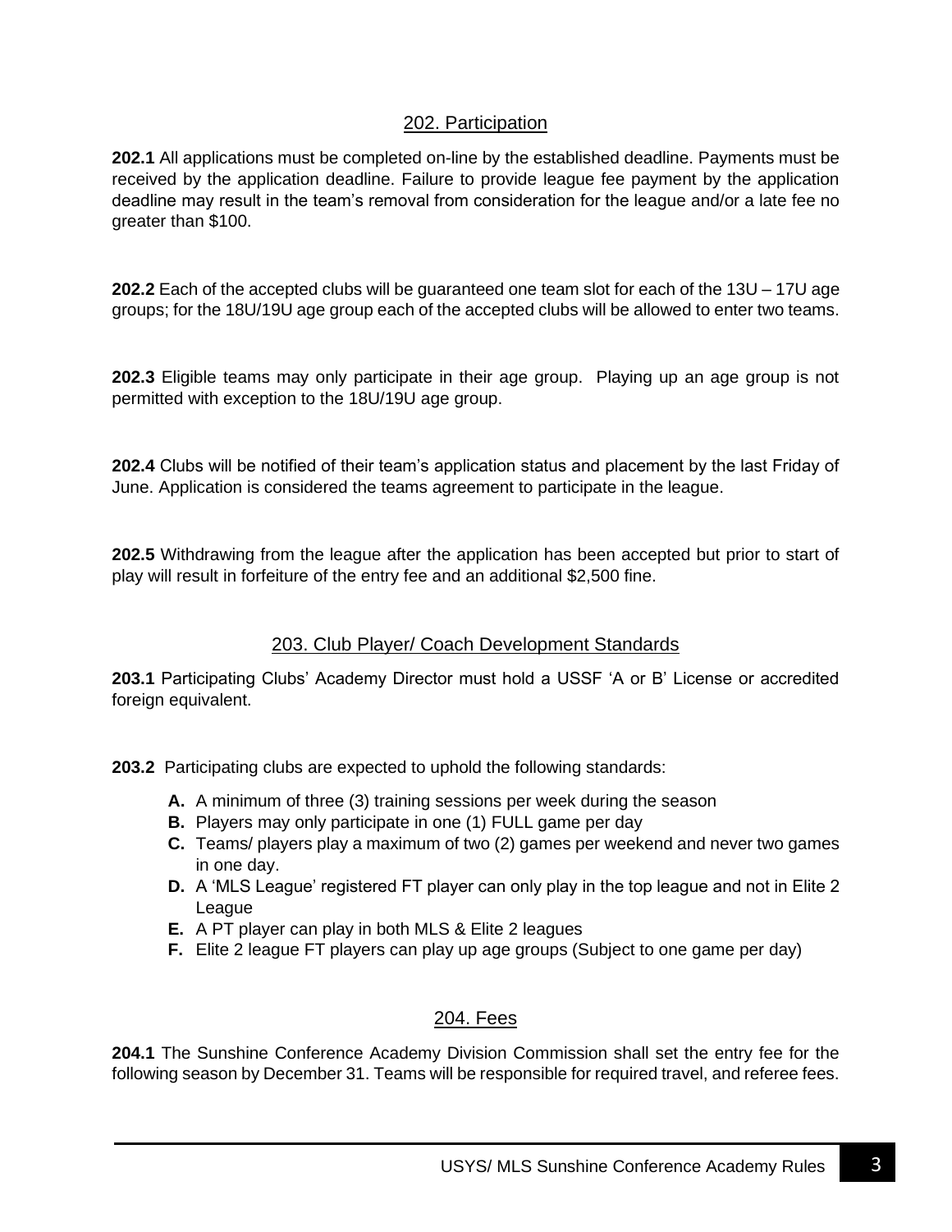## 202. Participation

**202.1** All applications must be completed on-line by the established deadline. Payments must be received by the application deadline. Failure to provide league fee payment by the application deadline may result in the team's removal from consideration for the league and/or a late fee no greater than $100.

**202.2** Each of the accepted clubs will be guaranteed one team slot for each of the 13U – 17U age groups; for the 18U/19U age group each of the accepted clubs will be allowed to enter two teams.

**202.3** Eligible teams may only participate in their age group. Playing up an age group is not permitted with exception to the 18U/19U age group.

**202.4** Clubs will be notified of their team's application status and placement by the last Friday of June. Application is considered the teams agreement to participate in the league.

**202.5** Withdrawing from the league after the application has been accepted but prior to start of play will result in forfeiture of the entry fee and an additional $2,500 fine.

## 203. Club Player/ Coach Development Standards

**203.1** Participating Clubs' Academy Director must hold a USSF 'A or B' License or accredited foreign equivalent.

**203.2** Participating clubs are expected to uphold the following standards:

- **A.** A minimum of three (3) training sessions per week during the season
- **B.** Players may only participate in one (1) FULL game per day
- **C.** Teams/ players play a maximum of two (2) games per weekend and never two games in one day.
- **D.** A 'MLS League' registered FT player can only play in the top league and not in Elite 2 League
- **E.** A PT player can play in both MLS & Elite 2 leagues
- **F.** Elite 2 league FT players can play up age groups (Subject to one game per day)

## 204. Fees

**204.1** The Sunshine Conference Academy Division Commission shall set the entry fee for the following season by December 31. Teams will be responsible for required travel, and referee fees.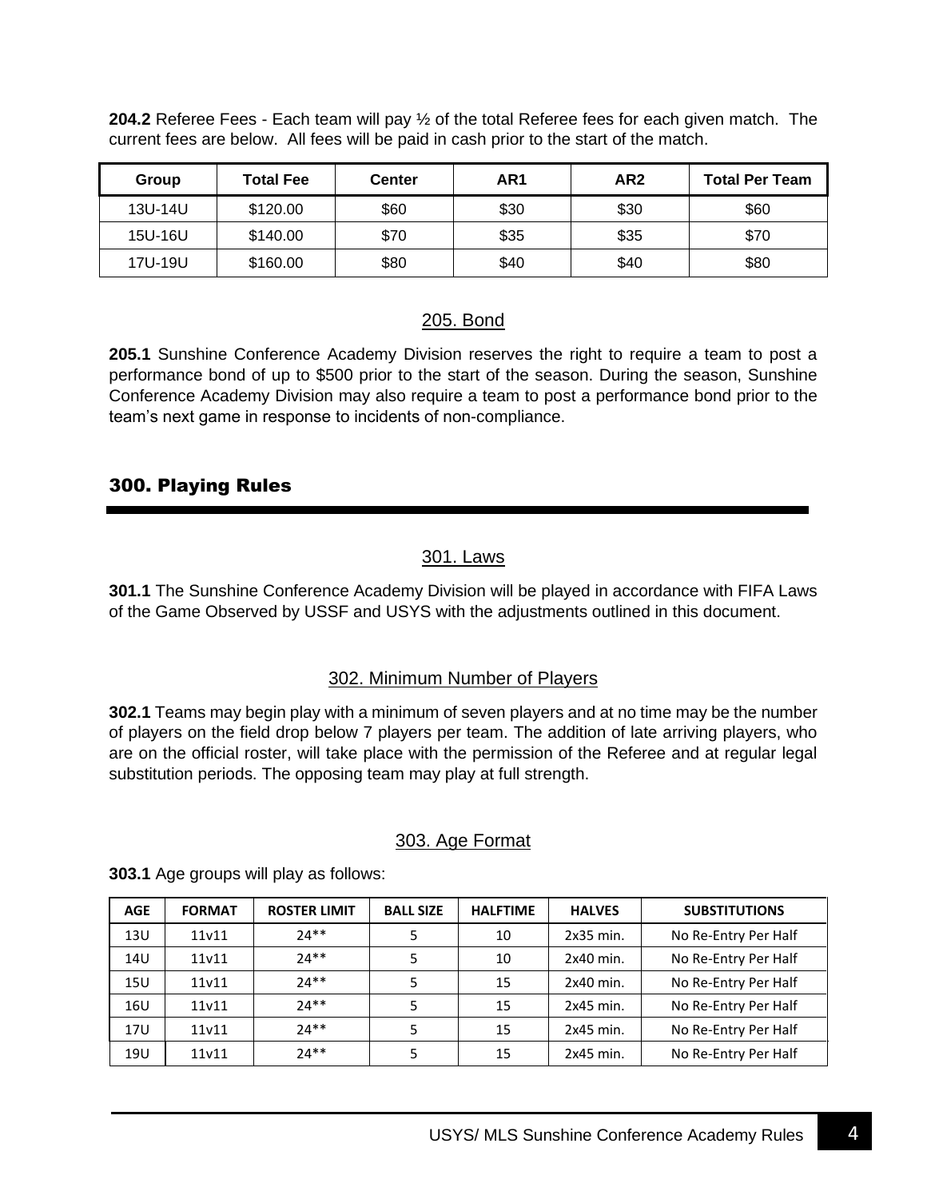**204.2** Referee Fees - Each team will pay ½ of the total Referee fees for each given match. The current fees are below. All fees will be paid in cash prior to the start of the match.

| Group | Total Fee | Center | AR1 | AR2 | Total Per Team |
|---|---|---|---|---|---|
| 13U-14U | $120.00 | $60 | $30 | $30 | $60 |
| 15U-16U | $140.00 | $70 | $35 | $35 | $70 |
| 17U-19U | $160.00 | $80 | $40 | $40 | $80 |

### 205. Bond

**205.1** Sunshine Conference Academy Division reserves the right to require a team to post a performance bond of up to $500 prior to the start of the season. During the season, Sunshine Conference Academy Division may also require a team to post a performance bond prior to the team's next game in response to incidents of non-compliance.

## 300. Playing Rules

### 301. Laws

**301.1** The Sunshine Conference Academy Division will be played in accordance with FIFA Laws of the Game Observed by USSF and USYS with the adjustments outlined in this document.

### 302. Minimum Number of Players

**302.1** Teams may begin play with a minimum of seven players and at no time may be the number of players on the field drop below 7 players per team. The addition of late arriving players, who are on the official roster, will take place with the permission of the Referee and at regular legal substitution periods. The opposing team may play at full strength.

### 303. Age Format

**303.1** Age groups will play as follows:

| AGE | FORMAT | ROSTER LIMIT | BALL SIZE | HALFTIME | HALVES | SUBSTITUTIONS |
|---|---|---|---|---|---|---|
| 13U | 11v11 | 24** | 5 | 10 | 2x35 min. | No Re-Entry Per Half |
| 14U | 11v11 | 24** | 5 | 10 | 2x40 min. | No Re-Entry Per Half |
| 15U | 11v11 | 24** | 5 | 15 | 2x40 min. | No Re-Entry Per Half |
| 16U | 11v11 | 24** | 5 | 15 | 2x45 min. | No Re-Entry Per Half |
| 17U | 11v11 | 24** | 5 | 15 | 2x45 min. | No Re-Entry Per Half |
| 19U | 11v11 | 24** | 5 | 15 | 2x45 min. | No Re-Entry Per Half |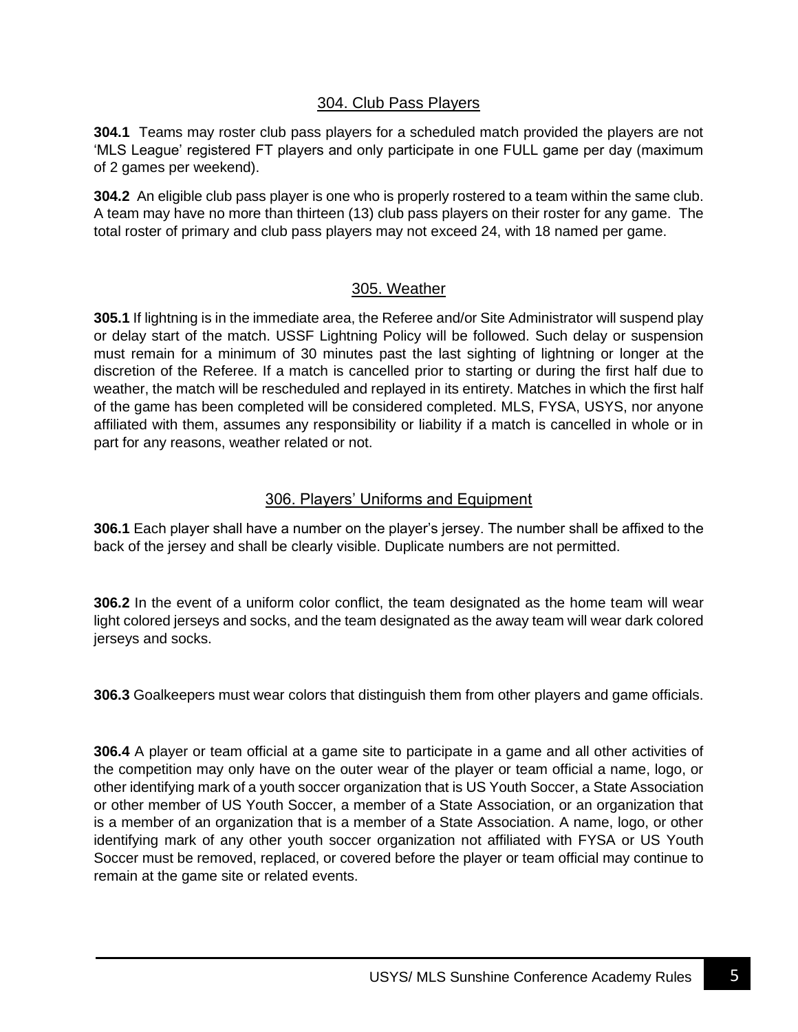## 304. Club Pass Players

**304.1** Teams may roster club pass players for a scheduled match provided the players are not 'MLS League' registered FT players and only participate in one FULL game per day (maximum of 2 games per weekend).

**304.2** An eligible club pass player is one who is properly rostered to a team within the same club. A team may have no more than thirteen (13) club pass players on their roster for any game. The total roster of primary and club pass players may not exceed 24, with 18 named per game.

## 305. Weather

**305.1** If lightning is in the immediate area, the Referee and/or Site Administrator will suspend play or delay start of the match. USSF Lightning Policy will be followed. Such delay or suspension must remain for a minimum of 30 minutes past the last sighting of lightning or longer at the discretion of the Referee. If a match is cancelled prior to starting or during the first half due to weather, the match will be rescheduled and replayed in its entirety. Matches in which the first half of the game has been completed will be considered completed. MLS, FYSA, USYS, nor anyone affiliated with them, assumes any responsibility or liability if a match is cancelled in whole or in part for any reasons, weather related or not.

## 306. Players' Uniforms and Equipment

**306.1** Each player shall have a number on the player's jersey. The number shall be affixed to the back of the jersey and shall be clearly visible. Duplicate numbers are not permitted.

**306.2** In the event of a uniform color conflict, the team designated as the home team will wear light colored jerseys and socks, and the team designated as the away team will wear dark colored jerseys and socks.

**306.3** Goalkeepers must wear colors that distinguish them from other players and game officials.

**306.4** A player or team official at a game site to participate in a game and all other activities of the competition may only have on the outer wear of the player or team official a name, logo, or other identifying mark of a youth soccer organization that is US Youth Soccer, a State Association or other member of US Youth Soccer, a member of a State Association, or an organization that is a member of an organization that is a member of a State Association. A name, logo, or other identifying mark of any other youth soccer organization not affiliated with FYSA or US Youth Soccer must be removed, replaced, or covered before the player or team official may continue to remain at the game site or related events.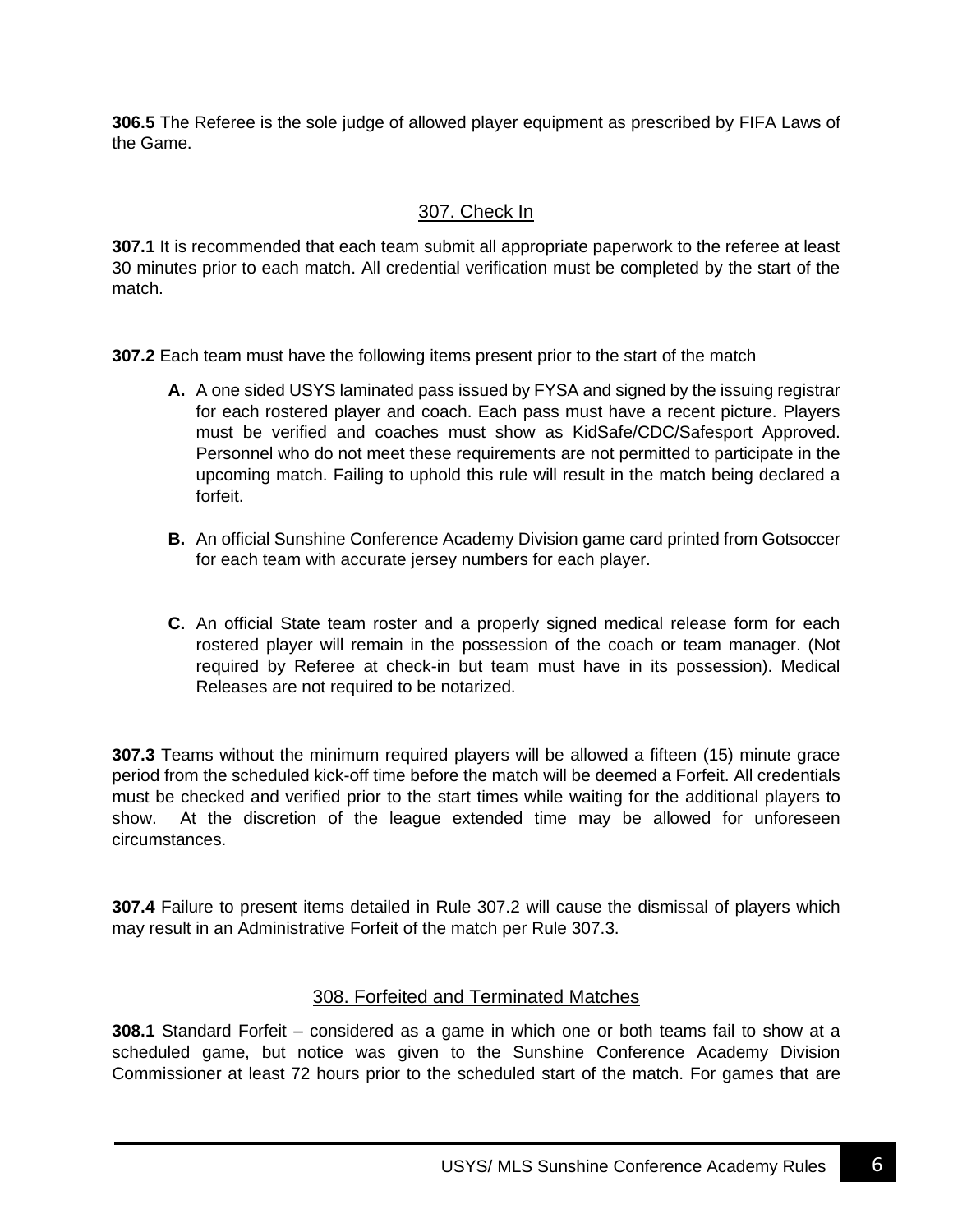**306.5** The Referee is the sole judge of allowed player equipment as prescribed by FIFA Laws of the Game.

## 307. Check In

**307.1** It is recommended that each team submit all appropriate paperwork to the referee at least 30 minutes prior to each match. All credential verification must be completed by the start of the match.

**307.2** Each team must have the following items present prior to the start of the match

**A.** A one sided USYS laminated pass issued by FYSA and signed by the issuing registrar for each rostered player and coach. Each pass must have a recent picture. Players must be verified and coaches must show as KidSafe/CDC/Safesport Approved. Personnel who do not meet these requirements are not permitted to participate in the upcoming match. Failing to uphold this rule will result in the match being declared a forfeit.

**B.** An official Sunshine Conference Academy Division game card printed from Gotsoccer for each team with accurate jersey numbers for each player.

**C.** An official State team roster and a properly signed medical release form for each rostered player will remain in the possession of the coach or team manager. (Not required by Referee at check-in but team must have in its possession). Medical Releases are not required to be notarized.

**307.3** Teams without the minimum required players will be allowed a fifteen (15) minute grace period from the scheduled kick-off time before the match will be deemed a Forfeit. All credentials must be checked and verified prior to the start times while waiting for the additional players to show. At the discretion of the league extended time may be allowed for unforeseen circumstances.

**307.4** Failure to present items detailed in Rule 307.2 will cause the dismissal of players which may result in an Administrative Forfeit of the match per Rule 307.3.

## 308. Forfeited and Terminated Matches

**308.1** Standard Forfeit – considered as a game in which one or both teams fail to show at a scheduled game, but notice was given to the Sunshine Conference Academy Division Commissioner at least 72 hours prior to the scheduled start of the match. For games that are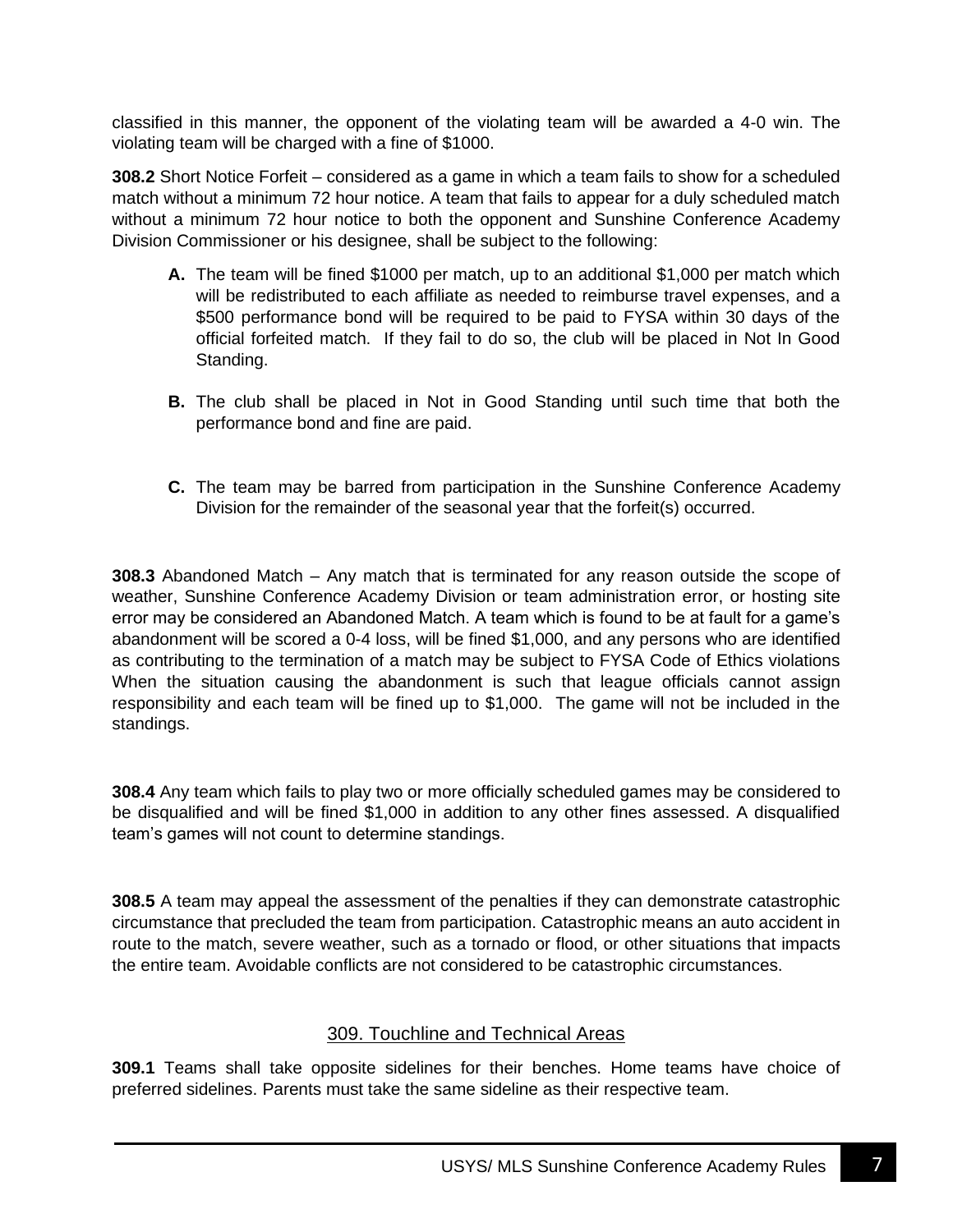classified in this manner, the opponent of the violating team will be awarded a 4-0 win. The violating team will be charged with a fine of $1000.

**308.2** Short Notice Forfeit – considered as a game in which a team fails to show for a scheduled match without a minimum 72 hour notice. A team that fails to appear for a duly scheduled match without a minimum 72 hour notice to both the opponent and Sunshine Conference Academy Division Commissioner or his designee, shall be subject to the following:

- **A.** The team will be fined $1000 per match, up to an additional $1,000 per match which will be redistributed to each affiliate as needed to reimburse travel expenses, and a $500 performance bond will be required to be paid to FYSA within 30 days of the official forfeited match. If they fail to do so, the club will be placed in Not In Good Standing.
- **B.** The club shall be placed in Not in Good Standing until such time that both the performance bond and fine are paid.
- **C.** The team may be barred from participation in the Sunshine Conference Academy Division for the remainder of the seasonal year that the forfeit(s) occurred.

**308.3** Abandoned Match – Any match that is terminated for any reason outside the scope of weather, Sunshine Conference Academy Division or team administration error, or hosting site error may be considered an Abandoned Match. A team which is found to be at fault for a game's abandonment will be scored a 0-4 loss, will be fined $1,000, and any persons who are identified as contributing to the termination of a match may be subject to FYSA Code of Ethics violations When the situation causing the abandonment is such that league officials cannot assign responsibility and each team will be fined up to $1,000. The game will not be included in the standings.

**308.4** Any team which fails to play two or more officially scheduled games may be considered to be disqualified and will be fined $1,000 in addition to any other fines assessed. A disqualified team's games will not count to determine standings.

**308.5** A team may appeal the assessment of the penalties if they can demonstrate catastrophic circumstance that precluded the team from participation. Catastrophic means an auto accident in route to the match, severe weather, such as a tornado or flood, or other situations that impacts the entire team. Avoidable conflicts are not considered to be catastrophic circumstances.

## 309. Touchline and Technical Areas

**309.1** Teams shall take opposite sidelines for their benches. Home teams have choice of preferred sidelines. Parents must take the same sideline as their respective team.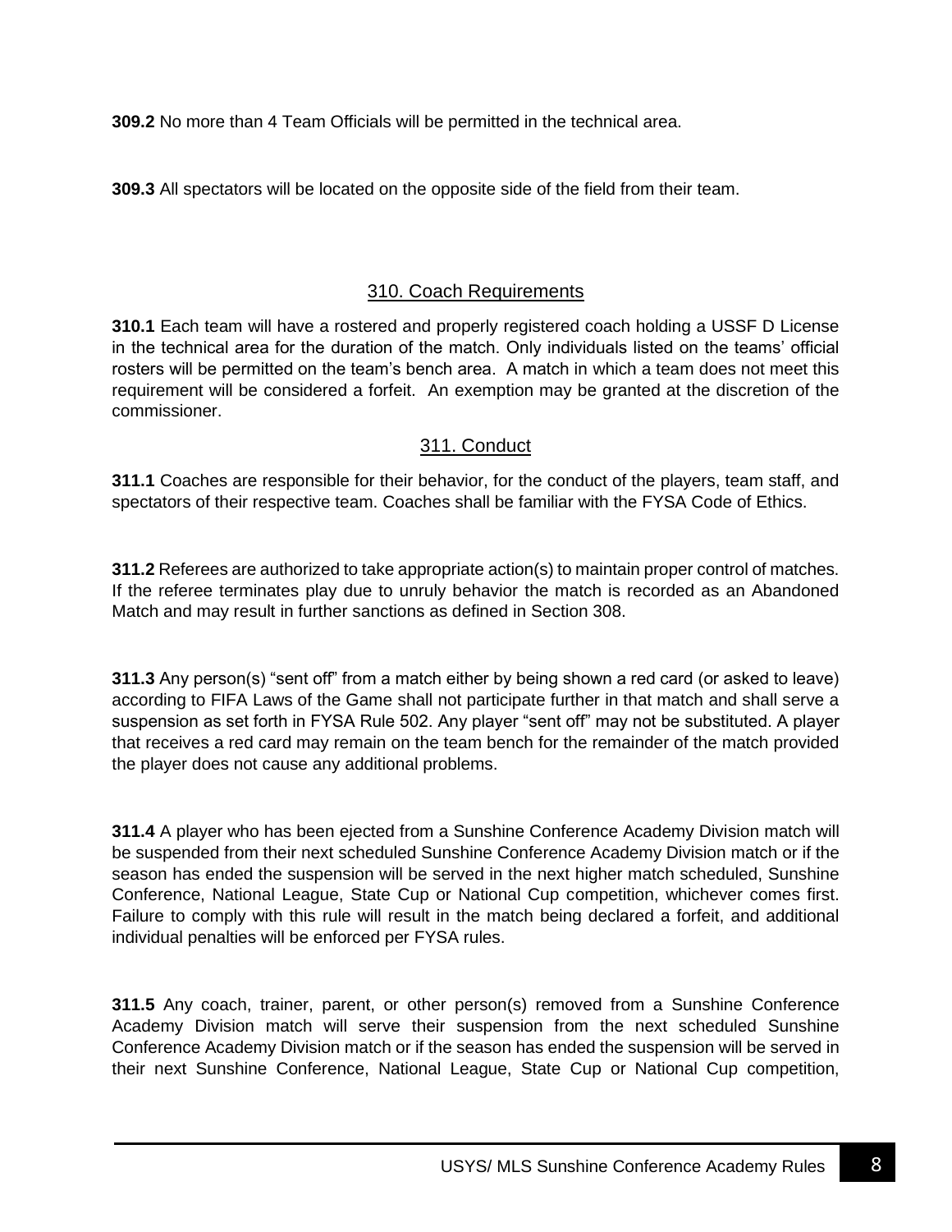**309.2** No more than 4 Team Officials will be permitted in the technical area.

**309.3** All spectators will be located on the opposite side of the field from their team.

## 310. Coach Requirements

**310.1** Each team will have a rostered and properly registered coach holding a USSF D License in the technical area for the duration of the match. Only individuals listed on the teams' official rosters will be permitted on the team's bench area. A match in which a team does not meet this requirement will be considered a forfeit. An exemption may be granted at the discretion of the commissioner.

## 311. Conduct

**311.1** Coaches are responsible for their behavior, for the conduct of the players, team staff, and spectators of their respective team. Coaches shall be familiar with the FYSA Code of Ethics.

**311.2** Referees are authorized to take appropriate action(s) to maintain proper control of matches. If the referee terminates play due to unruly behavior the match is recorded as an Abandoned Match and may result in further sanctions as defined in Section 308.

**311.3** Any person(s) "sent off" from a match either by being shown a red card (or asked to leave) according to FIFA Laws of the Game shall not participate further in that match and shall serve a suspension as set forth in FYSA Rule 502. Any player "sent off" may not be substituted. A player that receives a red card may remain on the team bench for the remainder of the match provided the player does not cause any additional problems.

**311.4** A player who has been ejected from a Sunshine Conference Academy Division match will be suspended from their next scheduled Sunshine Conference Academy Division match or if the season has ended the suspension will be served in the next higher match scheduled, Sunshine Conference, National League, State Cup or National Cup competition, whichever comes first. Failure to comply with this rule will result in the match being declared a forfeit, and additional individual penalties will be enforced per FYSA rules.

**311.5** Any coach, trainer, parent, or other person(s) removed from a Sunshine Conference Academy Division match will serve their suspension from the next scheduled Sunshine Conference Academy Division match or if the season has ended the suspension will be served in their next Sunshine Conference, National League, State Cup or National Cup competition,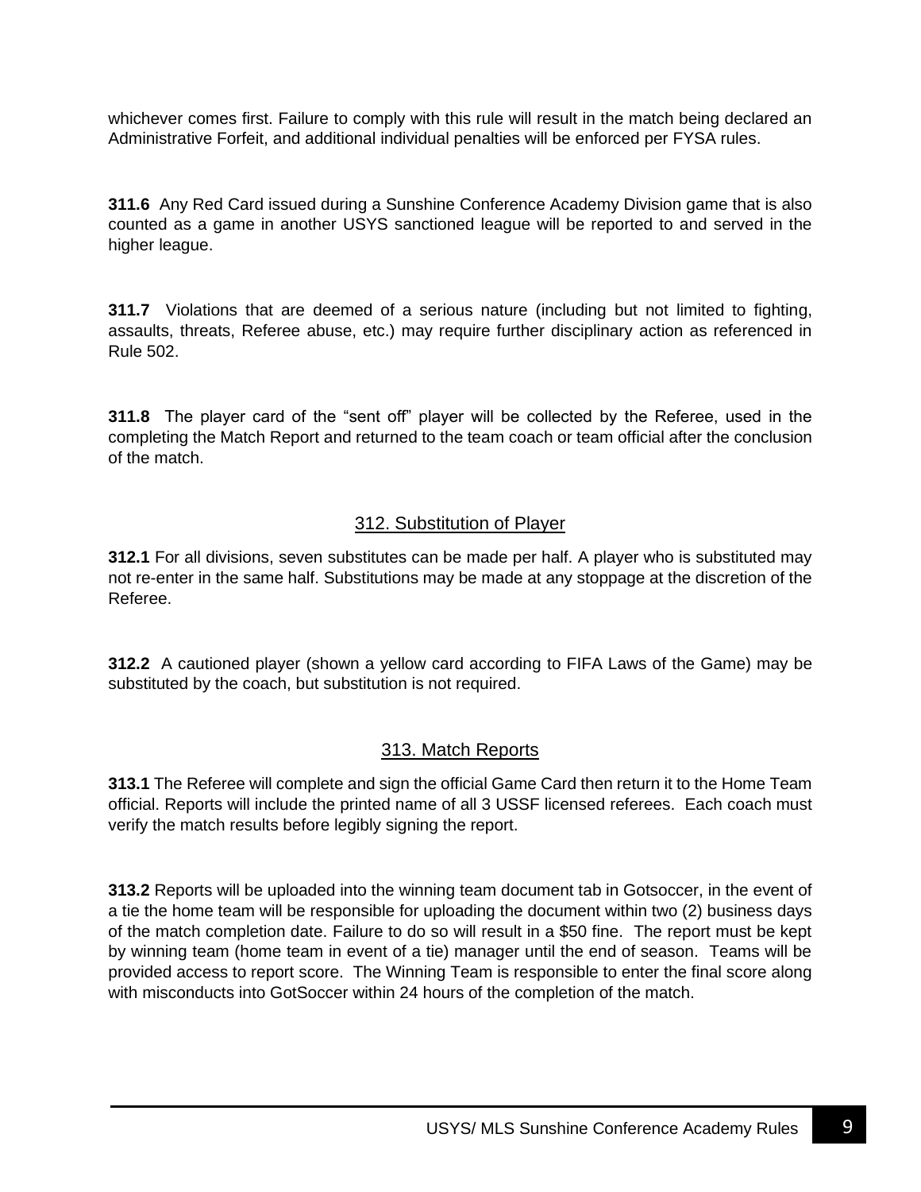whichever comes first. Failure to comply with this rule will result in the match being declared an Administrative Forfeit, and additional individual penalties will be enforced per FYSA rules.

**311.6** Any Red Card issued during a Sunshine Conference Academy Division game that is also counted as a game in another USYS sanctioned league will be reported to and served in the higher league.

**311.7** Violations that are deemed of a serious nature (including but not limited to fighting, assaults, threats, Referee abuse, etc.) may require further disciplinary action as referenced in Rule 502.

**311.8** The player card of the "sent off" player will be collected by the Referee, used in the completing the Match Report and returned to the team coach or team official after the conclusion of the match.

## 312. Substitution of Player

**312.1** For all divisions, seven substitutes can be made per half. A player who is substituted may not re-enter in the same half. Substitutions may be made at any stoppage at the discretion of the Referee.

**312.2** A cautioned player (shown a yellow card according to FIFA Laws of the Game) may be substituted by the coach, but substitution is not required.

## 313. Match Reports

**313.1** The Referee will complete and sign the official Game Card then return it to the Home Team official. Reports will include the printed name of all 3 USSF licensed referees. Each coach must verify the match results before legibly signing the report.

**313.2** Reports will be uploaded into the winning team document tab in Gotsoccer, in the event of a tie the home team will be responsible for uploading the document within two (2) business days of the match completion date. Failure to do so will result in a $50 fine. The report must be kept by winning team (home team in event of a tie) manager until the end of season. Teams will be provided access to report score. The Winning Team is responsible to enter the final score along with misconducts into GotSoccer within 24 hours of the completion of the match.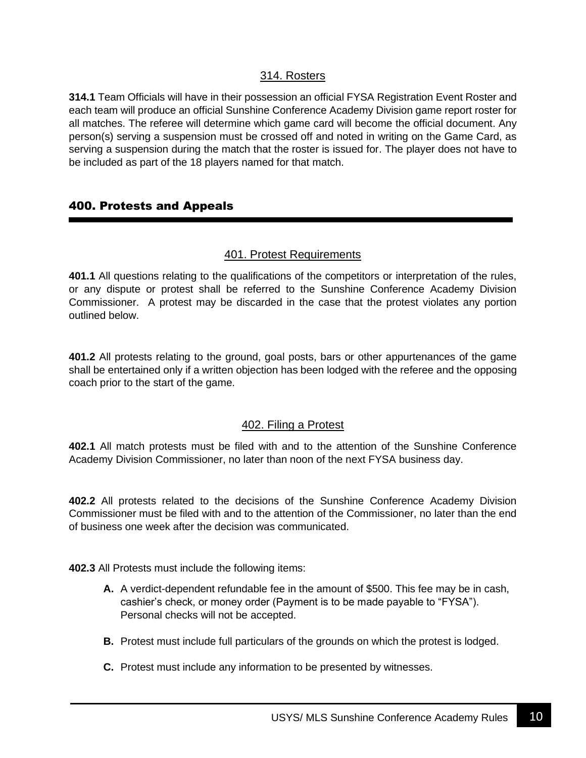### 314. Rosters

**314.1** Team Officials will have in their possession an official FYSA Registration Event Roster and each team will produce an official Sunshine Conference Academy Division game report roster for all matches. The referee will determine which game card will become the official document. Any person(s) serving a suspension must be crossed off and noted in writing on the Game Card, as serving a suspension during the match that the roster is issued for. The player does not have to be included as part of the 18 players named for that match.

## 400. Protests and Appeals

### 401. Protest Requirements

**401.1** All questions relating to the qualifications of the competitors or interpretation of the rules, or any dispute or protest shall be referred to the Sunshine Conference Academy Division Commissioner. A protest may be discarded in the case that the protest violates any portion outlined below.

**401.2** All protests relating to the ground, goal posts, bars or other appurtenances of the game shall be entertained only if a written objection has been lodged with the referee and the opposing coach prior to the start of the game.

### 402. Filing a Protest

**402.1** All match protests must be filed with and to the attention of the Sunshine Conference Academy Division Commissioner, no later than noon of the next FYSA business day.

**402.2** All protests related to the decisions of the Sunshine Conference Academy Division Commissioner must be filed with and to the attention of the Commissioner, no later than the end of business one week after the decision was communicated.

**402.3** All Protests must include the following items:

- **A.** A verdict-dependent refundable fee in the amount of $500. This fee may be in cash, cashier's check, or money order (Payment is to be made payable to "FYSA"). Personal checks will not be accepted.
- **B.** Protest must include full particulars of the grounds on which the protest is lodged.
- **C.** Protest must include any information to be presented by witnesses.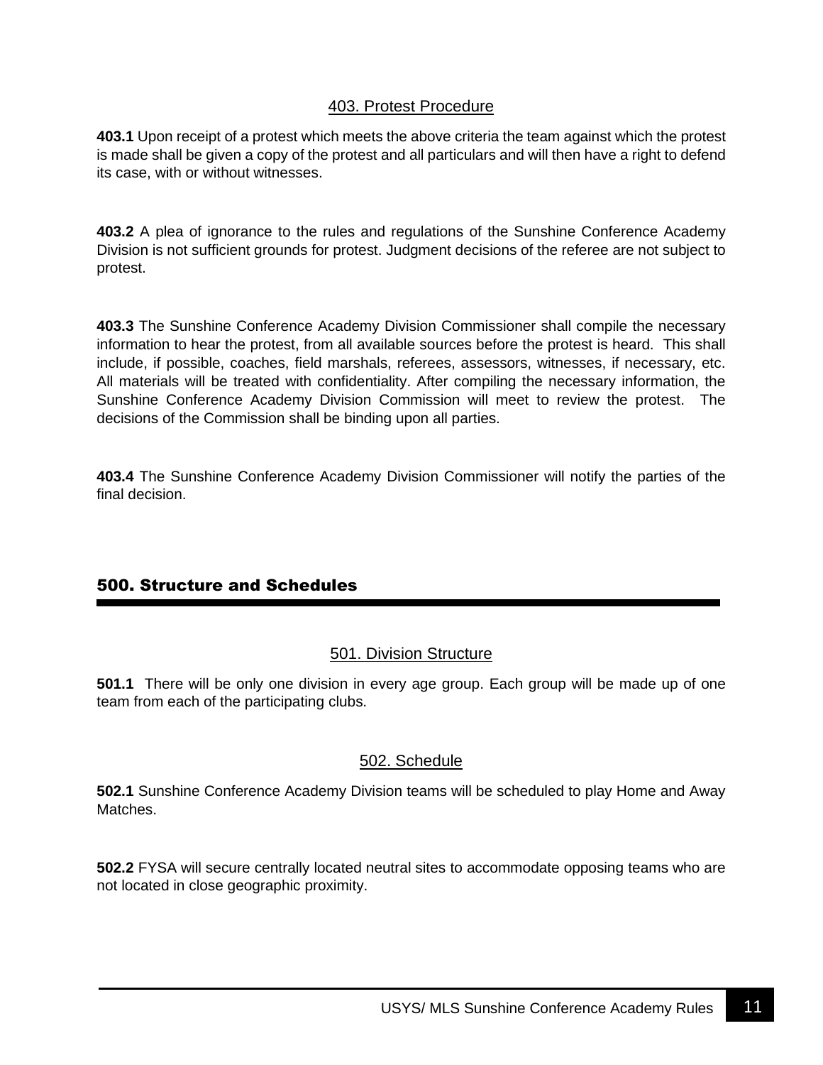### 403. Protest Procedure

**403.1** Upon receipt of a protest which meets the above criteria the team against which the protest is made shall be given a copy of the protest and all particulars and will then have a right to defend its case, with or without witnesses.

**403.2** A plea of ignorance to the rules and regulations of the Sunshine Conference Academy Division is not sufficient grounds for protest. Judgment decisions of the referee are not subject to protest.

**403.3** The Sunshine Conference Academy Division Commissioner shall compile the necessary information to hear the protest, from all available sources before the protest is heard. This shall include, if possible, coaches, field marshals, referees, assessors, witnesses, if necessary, etc. All materials will be treated with confidentiality. After compiling the necessary information, the Sunshine Conference Academy Division Commission will meet to review the protest. The decisions of the Commission shall be binding upon all parties.

**403.4** The Sunshine Conference Academy Division Commissioner will notify the parties of the final decision.

## 500. Structure and Schedules

### 501. Division Structure

**501.1** There will be only one division in every age group. Each group will be made up of one team from each of the participating clubs.

### 502. Schedule

**502.1** Sunshine Conference Academy Division teams will be scheduled to play Home and Away Matches.

**502.2** FYSA will secure centrally located neutral sites to accommodate opposing teams who are not located in close geographic proximity.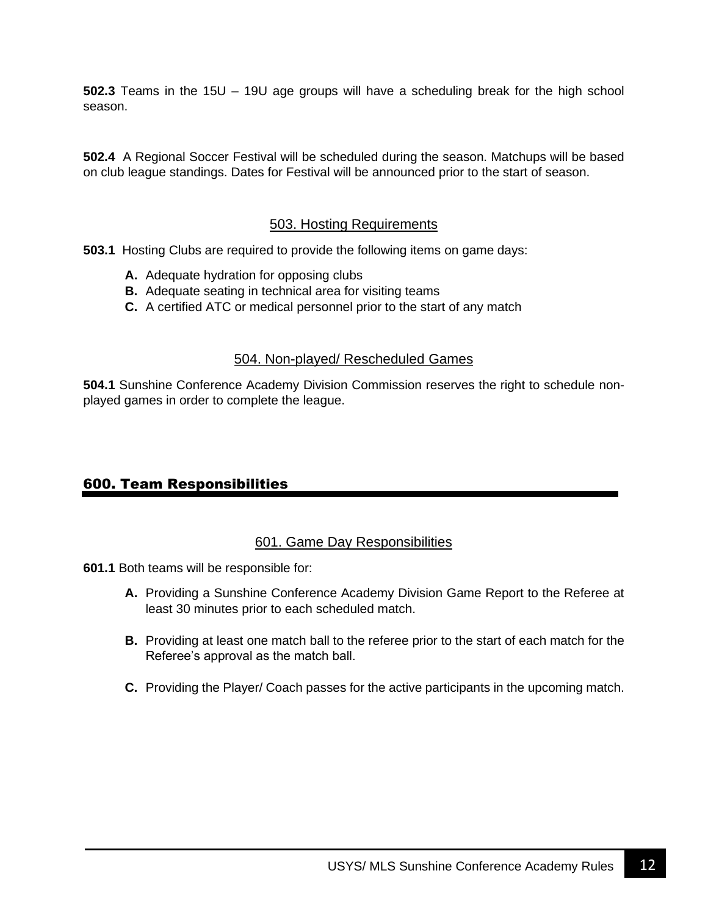**502.3** Teams in the 15U – 19U age groups will have a scheduling break for the high school season.

**502.4** A Regional Soccer Festival will be scheduled during the season. Matchups will be based on club league standings. Dates for Festival will be announced prior to the start of season.

### 503. Hosting Requirements

**503.1** Hosting Clubs are required to provide the following items on game days:

- **A.** Adequate hydration for opposing clubs
- **B.** Adequate seating in technical area for visiting teams
- **C.** A certified ATC or medical personnel prior to the start of any match

### 504. Non-played/ Rescheduled Games

**504.1** Sunshine Conference Academy Division Commission reserves the right to schedule non-played games in order to complete the league.

## 600. Team Responsibilities

### 601. Game Day Responsibilities

**601.1** Both teams will be responsible for:

- **A.** Providing a Sunshine Conference Academy Division Game Report to the Referee at least 30 minutes prior to each scheduled match.

- **B.** Providing at least one match ball to the referee prior to the start of each match for the Referee's approval as the match ball.

- **C.** Providing the Player/ Coach passes for the active participants in the upcoming match.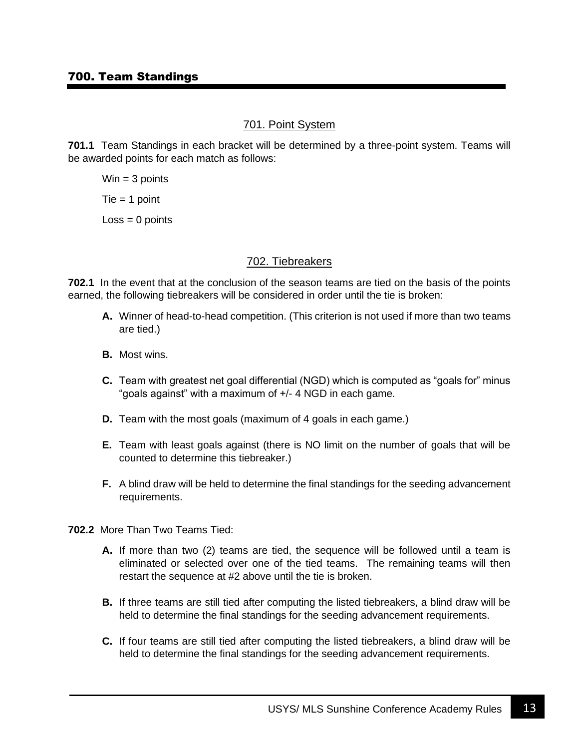# 700. Team Standings

## 701. Point System

**701.1** Team Standings in each bracket will be determined by a three-point system. Teams will be awarded points for each match as follows:

Win = 3 points

Tie = 1 point

Loss = 0 points

## 702. Tiebreakers

**702.1** In the event that at the conclusion of the season teams are tied on the basis of the points earned, the following tiebreakers will be considered in order until the tie is broken:

- **A.** Winner of head-to-head competition. (This criterion is not used if more than two teams are tied.)
- **B.** Most wins.
- **C.** Team with greatest net goal differential (NGD) which is computed as "goals for" minus "goals against" with a maximum of +/- 4 NGD in each game.
- **D.** Team with the most goals (maximum of 4 goals in each game.)
- **E.** Team with least goals against (there is NO limit on the number of goals that will be counted to determine this tiebreaker.)
- **F.** A blind draw will be held to determine the final standings for the seeding advancement requirements.

**702.2** More Than Two Teams Tied:

- **A.** If more than two (2) teams are tied, the sequence will be followed until a team is eliminated or selected over one of the tied teams. The remaining teams will then restart the sequence at #2 above until the tie is broken.
- **B.** If three teams are still tied after computing the listed tiebreakers, a blind draw will be held to determine the final standings for the seeding advancement requirements.
- **C.** If four teams are still tied after computing the listed tiebreakers, a blind draw will be held to determine the final standings for the seeding advancement requirements.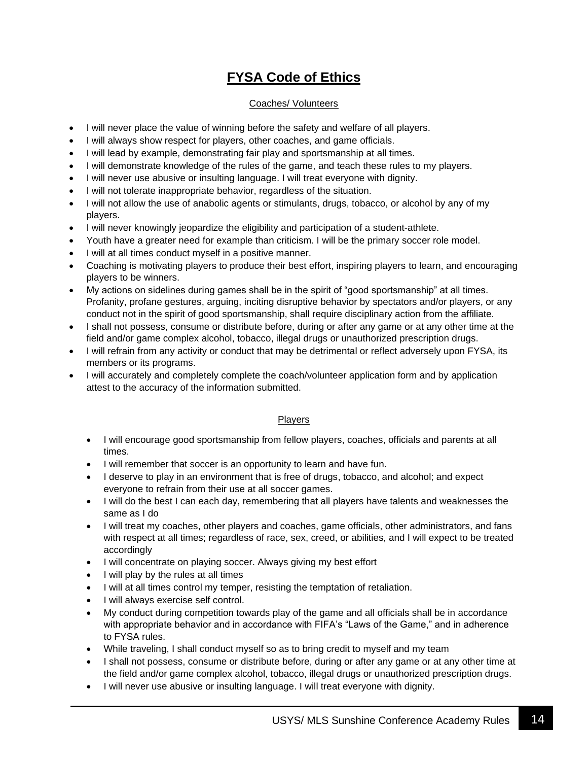# FYSA Code of Ethics

## Coaches/ Volunteers

- I will never place the value of winning before the safety and welfare of all players.
- I will always show respect for players, other coaches, and game officials.
- I will lead by example, demonstrating fair play and sportsmanship at all times.
- I will demonstrate knowledge of the rules of the game, and teach these rules to my players.
- I will never use abusive or insulting language. I will treat everyone with dignity.
- I will not tolerate inappropriate behavior, regardless of the situation.
- I will not allow the use of anabolic agents or stimulants, drugs, tobacco, or alcohol by any of my players.
- I will never knowingly jeopardize the eligibility and participation of a student-athlete.
- Youth have a greater need for example than criticism. I will be the primary soccer role model.
- I will at all times conduct myself in a positive manner.
- Coaching is motivating players to produce their best effort, inspiring players to learn, and encouraging players to be winners.
- My actions on sidelines during games shall be in the spirit of "good sportsmanship" at all times. Profanity, profane gestures, arguing, inciting disruptive behavior by spectators and/or players, or any conduct not in the spirit of good sportsmanship, shall require disciplinary action from the affiliate.
- I shall not possess, consume or distribute before, during or after any game or at any other time at the field and/or game complex alcohol, tobacco, illegal drugs or unauthorized prescription drugs.
- I will refrain from any activity or conduct that may be detrimental or reflect adversely upon FYSA, its members or its programs.
- I will accurately and completely complete the coach/volunteer application form and by application attest to the accuracy of the information submitted.

## Players

- I will encourage good sportsmanship from fellow players, coaches, officials and parents at all times.
- I will remember that soccer is an opportunity to learn and have fun.
- I deserve to play in an environment that is free of drugs, tobacco, and alcohol; and expect everyone to refrain from their use at all soccer games.
- I will do the best I can each day, remembering that all players have talents and weaknesses the same as I do
- I will treat my coaches, other players and coaches, game officials, other administrators, and fans with respect at all times; regardless of race, sex, creed, or abilities, and I will expect to be treated accordingly
- I will concentrate on playing soccer. Always giving my best effort
- I will play by the rules at all times
- I will at all times control my temper, resisting the temptation of retaliation.
- I will always exercise self control.
- My conduct during competition towards play of the game and all officials shall be in accordance with appropriate behavior and in accordance with FIFA's "Laws of the Game," and in adherence to FYSA rules.
- While traveling, I shall conduct myself so as to bring credit to myself and my team
- I shall not possess, consume or distribute before, during or after any game or at any other time at the field and/or game complex alcohol, tobacco, illegal drugs or unauthorized prescription drugs.
- I will never use abusive or insulting language. I will treat everyone with dignity.